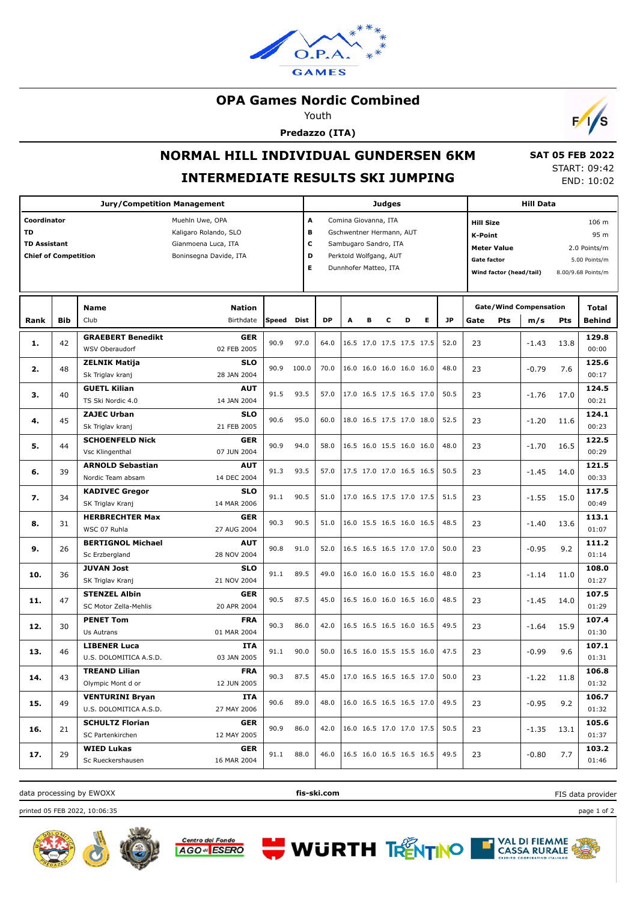# OPA Games Nordic Combined

Youth

**Predazzo (ITA)**

## NORMAL HILL INDIVIDUAL GUNDERSEN 6KM

## INTERMEDIATE RESULTS SKI JUMPING

**SAT 05 FEB 2022**
START: 09:42
END: 10:02

| Jury/Competition Management | |
|---|---|
| **Coordinator** | Muehln Uwe, OPA |
| **TD** | Kaligaro Rolando, SLO |
| **TD Assistant** | Gianmoena Luca, ITA |
| **Chief of Competition** | Boninsegna Davide, ITA |

| Judges | |
|---|---|
| **A** | Comina Giovanna, ITA |
| **B** | Gschwentner Hermann, AUT |
| **C** | Sambugaro Sandro, ITA |
| **D** | Perktold Wolfgang, AUT |
| **E** | Dunnhofer Matteo, ITA |

| Hill Data | |
|---|---|
| **Hill Size** | 106 m |
| **K-Point** | 95 m |
| **Meter Value** | 2.0 Points/m |
| **Gate factor** | 5.00 Points/m |
| **Wind factor (head/tail)** | 8.00/9.68 Points/m |

| Rank | Bib | Name / Club | Nation / Birthdate | Speed | Dist | DP | A | B | C | D | E | JP | Gate | Gate Pts | Wind m/s | Wind Pts | Total / Behind |
|---|---|---|---|---|---|---|---|---|---|---|---|---|---|---|---|---|---|
| **1.** | 42 | **GRAEBERT Benedikt** / WSV Oberaudorf | **GER** / 02 FEB 2005 | 90.9 | 97.0 | 64.0 | 16.5 | 17.0 | 17.5 | 17.5 | 17.5 | 52.0 | 23 | | -1.43 | 13.8 | **129.8** / 00:00 |
| **2.** | 48 | **ZELNIK Matija** / Sk Triglav kranj | **SLO** / 28 JAN 2004 | 90.9 | 100.0 | 70.0 | 16.0 | 16.0 | 16.0 | 16.0 | 16.0 | 48.0 | 23 | | -0.79 | 7.6 | **125.6** / 00:17 |
| **3.** | 40 | **GUETL Kilian** / TS Ski Nordic 4.0 | **AUT** / 14 JAN 2004 | 91.5 | 93.5 | 57.0 | 17.0 | 16.5 | 17.5 | 16.5 | 17.0 | 50.5 | 23 | | -1.76 | 17.0 | **124.5** / 00:21 |
| **4.** | 45 | **ZAJEC Urban** / Sk Triglav kranj | **SLO** / 21 FEB 2005 | 90.6 | 95.0 | 60.0 | 18.0 | 16.5 | 17.5 | 17.0 | 18.0 | 52.5 | 23 | | -1.20 | 11.6 | **124.1** / 00:23 |
| **5.** | 44 | **SCHOENFELD Nick** / Vsc Klingenthal | **GER** / 07 JUN 2004 | 90.9 | 94.0 | 58.0 | 16.5 | 16.0 | 15.5 | 16.0 | 16.0 | 48.0 | 23 | | -1.70 | 16.5 | **122.5** / 00:29 |
| **6.** | 39 | **ARNOLD Sebastian** / Nordic Team absam | **AUT** / 14 DEC 2004 | 91.3 | 93.5 | 57.0 | 17.5 | 17.0 | 17.0 | 16.5 | 16.5 | 50.5 | 23 | | -1.45 | 14.0 | **121.5** / 00:33 |
| **7.** | 34 | **KADIVEC Gregor** / SK Triglav Kranj | **SLO** / 14 MAR 2006 | 91.1 | 90.5 | 51.0 | 17.0 | 16.5 | 17.5 | 17.0 | 17.5 | 51.5 | 23 | | -1.55 | 15.0 | **117.5** / 00:49 |
| **8.** | 31 | **HERBRECHTER Max** / WSC 07 Ruhla | **GER** / 27 AUG 2004 | 90.3 | 90.5 | 51.0 | 16.0 | 15.5 | 16.5 | 16.0 | 16.5 | 48.5 | 23 | | -1.40 | 13.6 | **113.1** / 01:07 |
| **9.** | 26 | **BERTIGNOL Michael** / Sc Erzbergland | **AUT** / 28 NOV 2004 | 90.8 | 91.0 | 52.0 | 16.5 | 16.5 | 16.5 | 17.0 | 17.0 | 50.0 | 23 | | -0.95 | 9.2 | **111.2** / 01:14 |
| **10.** | 36 | **JUVAN Jost** / SK Triglav Kranj | **SLO** / 21 NOV 2004 | 91.1 | 89.5 | 49.0 | 16.0 | 16.0 | 16.0 | 15.5 | 16.0 | 48.0 | 23 | | -1.14 | 11.0 | **108.0** / 01:27 |
| **11.** | 47 | **STENZEL Albin** / SC Motor Zella-Mehlis | **GER** / 20 APR 2004 | 90.5 | 87.5 | 45.0 | 16.5 | 16.0 | 16.0 | 16.5 | 16.0 | 48.5 | 23 | | -1.45 | 14.0 | **107.5** / 01:29 |
| **12.** | 30 | **PENET Tom** / Us Autrans | **FRA** / 01 MAR 2004 | 90.3 | 86.0 | 42.0 | 16.5 | 16.5 | 16.5 | 16.0 | 16.5 | 49.5 | 23 | | -1.64 | 15.9 | **107.4** / 01:30 |
| **13.** | 46 | **LIBENER Luca** / U.S. DOLOMITICA A.S.D. | **ITA** / 03 JAN 2005 | 91.1 | 90.0 | 50.0 | 16.5 | 16.0 | 15.5 | 15.5 | 16.0 | 47.5 | 23 | | -0.99 | 9.6 | **107.1** / 01:31 |
| **14.** | 43 | **TREAND Lilian** / Olympic Mont d or | **FRA** / 12 JUN 2005 | 90.3 | 87.5 | 45.0 | 17.0 | 16.5 | 16.5 | 16.5 | 17.0 | 50.0 | 23 | | -1.22 | 11.8 | **106.8** / 01:32 |
| **15.** | 49 | **VENTURINI Bryan** / U.S. DOLOMITICA A.S.D. | **ITA** / 27 MAY 2006 | 90.6 | 89.0 | 48.0 | 16.0 | 16.5 | 16.5 | 16.5 | 17.0 | 49.5 | 23 | | -0.95 | 9.2 | **106.7** / 01:32 |
| **16.** | 21 | **SCHULTZ Florian** / SC Partenkirchen | **GER** / 12 MAY 2005 | 90.9 | 86.0 | 42.0 | 16.0 | 16.5 | 17.0 | 17.0 | 17.5 | 50.5 | 23 | | -1.35 | 13.1 | **105.6** / 01:37 |
| **17.** | 29 | **WIED Lukas** / Sc Rueckershausen | **GER** / 16 MAR 2004 | 91.1 | 88.0 | 46.0 | 16.5 | 16.0 | 16.5 | 16.5 | 16.5 | 49.5 | 23 | | -0.80 | 7.7 | **103.2** / 01:46 |

data processing by EWOXX — **fis-ski.com** — FIS data provider

printed 05 FEB 2022, 10:06:35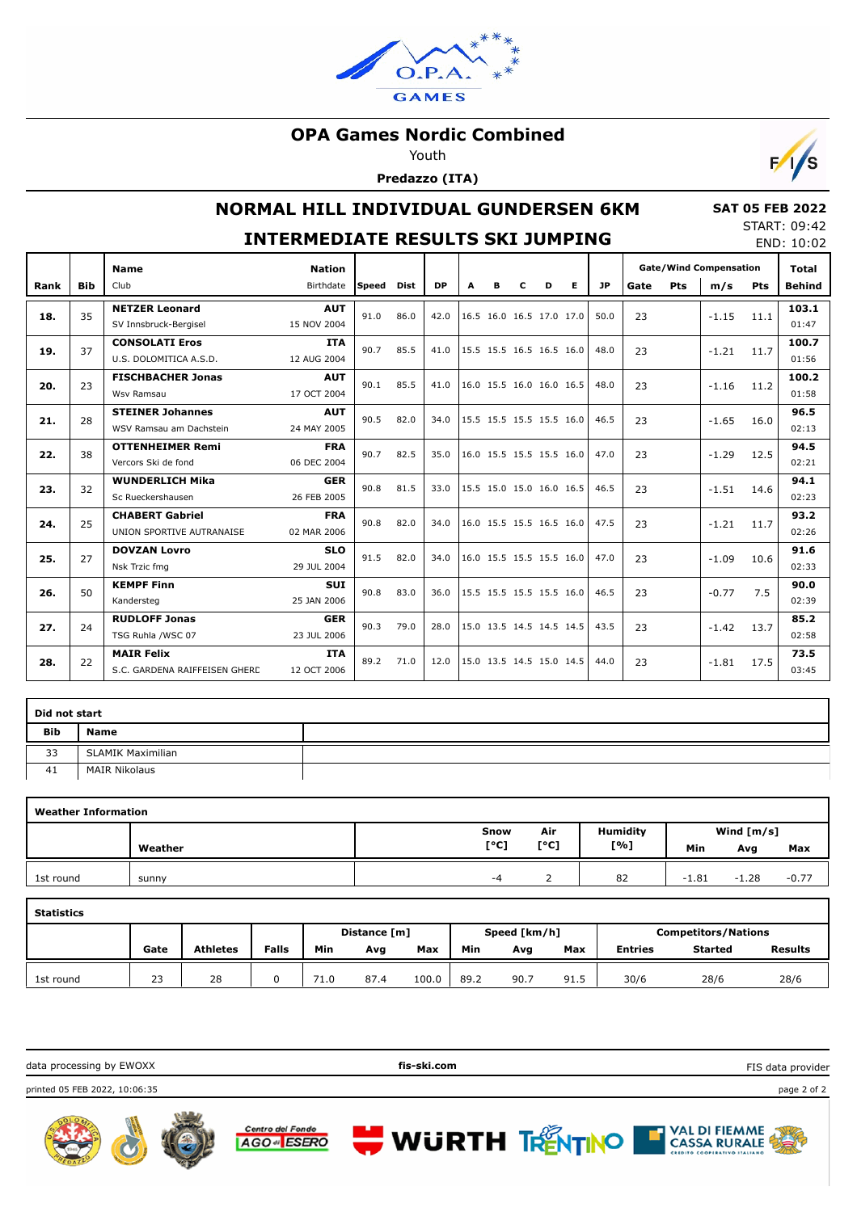# OPA Games Nordic Combined

Youth

**Predazzo (ITA)**

## NORMAL HILL INDIVIDUAL GUNDERSEN 6KM

**SAT 05 FEB 2022**

START: 09:42

## INTERMEDIATE RESULTS SKI JUMPING

END: 10:02

| Rank | Bib | Name / Club | Nation / Birthdate | Speed | Dist | DP | A | B | C | D | E | JP | Gate | Pts | m/s | Pts | Total / Behind |
|---|---|---|---|---|---|---|---|---|---|---|---|---|---|---|---|---|---|
| 18. | 35 | **NETZER Leonard** SV Innsbruck-Bergisel | **AUT** 15 NOV 2004 | 91.0 | 86.0 | 42.0 | 16.5 | 16.0 | 16.5 | 17.0 | 17.0 | 50.0 | 23 | | -1.15 | 11.1 | **103.1** 01:47 |
| 19. | 37 | **CONSOLATI Eros** U.S. DOLOMITICA A.S.D. | **ITA** 12 AUG 2004 | 90.7 | 85.5 | 41.0 | 15.5 | 15.5 | 16.5 | 16.5 | 16.0 | 48.0 | 23 | | -1.21 | 11.7 | **100.7** 01:56 |
| 20. | 23 | **FISCHBACHER Jonas** Wsv Ramsau | **AUT** 17 OCT 2004 | 90.1 | 85.5 | 41.0 | 16.0 | 15.5 | 16.0 | 16.0 | 16.5 | 48.0 | 23 | | -1.16 | 11.2 | **100.2** 01:58 |
| 21. | 28 | **STEINER Johannes** WSV Ramsau am Dachstein | **AUT** 24 MAY 2005 | 90.5 | 82.0 | 34.0 | 15.5 | 15.5 | 15.5 | 15.5 | 16.0 | 46.5 | 23 | | -1.65 | 16.0 | **96.5** 02:13 |
| 22. | 38 | **OTTENHEIMER Remi** Vercors Ski de fond | **FRA** 06 DEC 2004 | 90.7 | 82.5 | 35.0 | 16.0 | 15.5 | 15.5 | 15.5 | 16.0 | 47.0 | 23 | | -1.29 | 12.5 | **94.5** 02:21 |
| 23. | 32 | **WUNDERLICH Mika** Sc Rueckershausen | **GER** 26 FEB 2005 | 90.8 | 81.5 | 33.0 | 15.5 | 15.0 | 15.0 | 16.0 | 16.5 | 46.5 | 23 | | -1.51 | 14.6 | **94.1** 02:23 |
| 24. | 25 | **CHABERT Gabriel** UNION SPORTIVE AUTRANAISE | **FRA** 02 MAR 2006 | 90.8 | 82.0 | 34.0 | 16.0 | 15.5 | 15.5 | 16.5 | 16.0 | 47.5 | 23 | | -1.21 | 11.7 | **93.2** 02:26 |
| 25. | 27 | **DOVZAN Lovro** Nsk Trzic fmg | **SLO** 29 JUL 2004 | 91.5 | 82.0 | 34.0 | 16.0 | 15.5 | 15.5 | 15.5 | 16.0 | 47.0 | 23 | | -1.09 | 10.6 | **91.6** 02:33 |
| 26. | 50 | **KEMPF Finn** Kandersteg | **SUI** 25 JAN 2006 | 90.8 | 83.0 | 36.0 | 15.5 | 15.5 | 15.5 | 15.5 | 16.0 | 46.5 | 23 | | -0.77 | 7.5 | **90.0** 02:39 |
| 27. | 24 | **RUDLOFF Jonas** TSG Ruhla /WSC 07 | **GER** 23 JUL 2006 | 90.3 | 79.0 | 28.0 | 15.0 | 13.5 | 14.5 | 14.5 | 14.5 | 43.5 | 23 | | -1.42 | 13.7 | **85.2** 02:58 |
| 28. | 22 | **MAIR Felix** S.C. GARDENA RAIFFEISEN GHERD | **ITA** 12 OCT 2006 | 89.2 | 71.0 | 12.0 | 15.0 | 13.5 | 14.5 | 15.0 | 14.5 | 44.0 | 23 | | -1.81 | 17.5 | **73.5** 03:45 |

### Did not start

| Bib | Name |
|---|---|
| 33 | SLAMIK Maximilian |
| 41 | MAIR Nikolaus |

### Weather Information

| | Weather | Snow [°C] | Air [°C] | Humidity [%] | Wind [m/s] Min | Avg | Max |
|---|---|---|---|---|---|---|---|
| 1st round | sunny | -4 | 2 | 82 | -1.81 | -1.28 | -0.77 |

### Statistics

| | Gate | Athletes | Falls | Distance [m] Min | Avg | Max | Speed [km/h] Min | Avg | Max | Competitors/Nations Entries | Started | Results |
|---|---|---|---|---|---|---|---|---|---|---|---|---|
| 1st round | 23 | 28 | 0 | 71.0 | 87.4 | 100.0 | 89.2 | 90.7 | 91.5 | 30/6 | 28/6 | 28/6 |

data processing by EWOXX | fis-ski.com | FIS data provider

printed 05 FEB 2022, 10:06:35